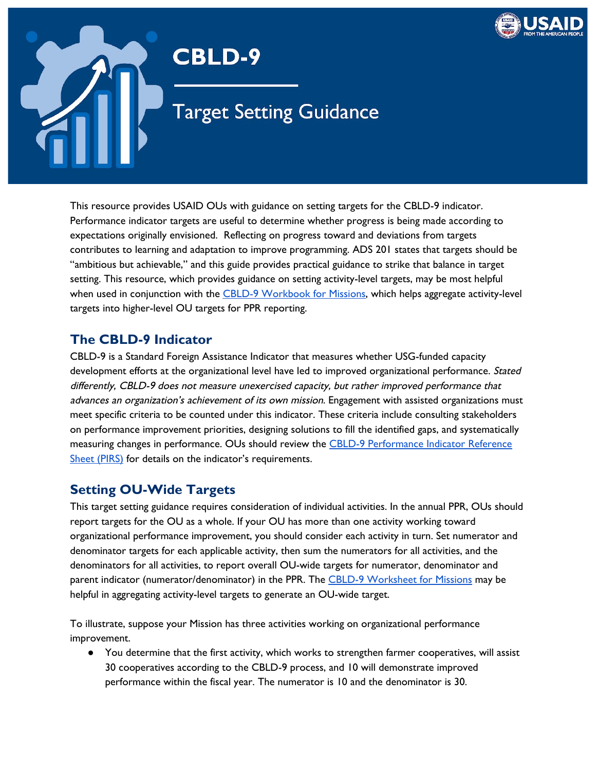# CBLD-9

## Target Setting Guidance

This resource provides USAID OUs with guidance on setting targets for the CBLD-9 indicator. Performance indicator targets are useful to determine whether progress is being made according to expectations originally envisioned. Reflecting on progress toward and deviations from targets contributes to learning and adaptation to improve programming. ADS 201 states that targets should be "ambitious but achievable," and this guide provides practical guidance to strike that balance in target setting. This resource, which provides guidance on setting activity-level targets, may be most helpful when used in conjunction with the [CBLD-9 Workbook for Missions](), which helps aggregate activity-level targets into higher-level OU targets for PPR reporting.

## The CBLD-9 Indicator

CBLD-9 is a Standard Foreign Assistance Indicator that measures whether USG-funded capacity development efforts at the organizational level have led to improved organizational performance. *Stated differently, CBLD-9 does not measure unexercised capacity, but rather improved performance that advances an organization's achievement of its own mission.* Engagement with assisted organizations must meet specific criteria to be counted under this indicator. These criteria include consulting stakeholders on performance improvement priorities, designing solutions to fill the identified gaps, and systematically measuring changes in performance. OUs should review the [CBLD-9 Performance Indicator Reference Sheet (PIRS)]() for details on the indicator's requirements.

## Setting OU-Wide Targets

This target setting guidance requires consideration of individual activities. In the annual PPR, OUs should report targets for the OU as a whole. If your OU has more than one activity working toward organizational performance improvement, you should consider each activity in turn. Set numerator and denominator targets for each applicable activity, then sum the numerators for all activities, and the denominators for all activities, to report overall OU-wide targets for numerator, denominator and parent indicator (numerator/denominator) in the PPR. The [CBLD-9 Worksheet for Missions]() may be helpful in aggregating activity-level targets to generate an OU-wide target.

To illustrate, suppose your Mission has three activities working on organizational performance improvement.

- You determine that the first activity, which works to strengthen farmer cooperatives, will assist 30 cooperatives according to the CBLD-9 process, and 10 will demonstrate improved performance within the fiscal year. The numerator is 10 and the denominator is 30.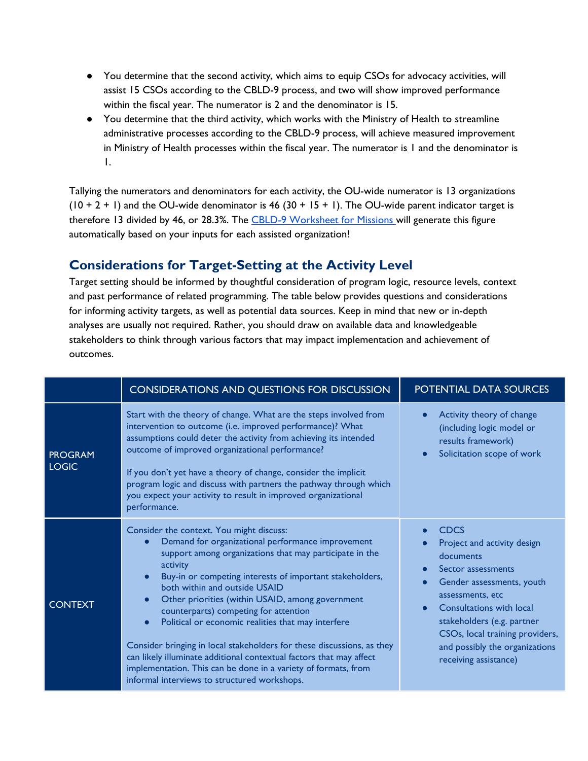- You determine that the second activity, which aims to equip CSOs for advocacy activities, will assist 15 CSOs according to the CBLD-9 process, and two will show improved performance within the fiscal year. The numerator is 2 and the denominator is 15.
- You determine that the third activity, which works with the Ministry of Health to streamline administrative processes according to the CBLD-9 process, will achieve measured improvement in Ministry of Health processes within the fiscal year. The numerator is 1 and the denominator is 1.

Tallying the numerators and denominators for each activity, the OU-wide numerator is 13 organizations (10 + 2 + 1) and the OU-wide denominator is 46 (30 + 15 + 1). The OU-wide parent indicator target is therefore 13 divided by 46, or 28.3%. The [CBLD-9 Worksheet for Missions](#) will generate this figure automatically based on your inputs for each assisted organization!

## Considerations for Target-Setting at the Activity Level

Target setting should be informed by thoughtful consideration of program logic, resource levels, context and past performance of related programming. The table below provides questions and considerations for informing activity targets, as well as potential data sources. Keep in mind that new or in-depth analyses are usually not required. Rather, you should draw on available data and knowledgeable stakeholders to think through various factors that may impact implementation and achievement of outcomes.

| | CONSIDERATIONS AND QUESTIONS FOR DISCUSSION | POTENTIAL DATA SOURCES |
|---|---|---|
| PROGRAM LOGIC | Start with the theory of change. What are the steps involved from intervention to outcome (i.e. improved performance)? What assumptions could deter the activity from achieving its intended outcome of improved organizational performance?<br><br>If you don't yet have a theory of change, consider the implicit program logic and discuss with partners the pathway through which you expect your activity to result in improved organizational performance. | • Activity theory of change (including logic model or results framework)<br>• Solicitation scope of work |
| CONTEXT | Consider the context. You might discuss:<br>• Demand for organizational performance improvement support among organizations that may participate in the activity<br>• Buy-in or competing interests of important stakeholders, both within and outside USAID<br>• Other priorities (within USAID, among government counterparts) competing for attention<br>• Political or economic realities that may interfere<br><br>Consider bringing in local stakeholders for these discussions, as they can likely illuminate additional contextual factors that may affect implementation. This can be done in a variety of formats, from informal interviews to structured workshops. | • CDCS<br>• Project and activity design documents<br>• Sector assessments<br>• Gender assessments, youth assessments, etc<br>• Consultations with local stakeholders (e.g. partner CSOs, local training providers, and possibly the organizations receiving assistance) |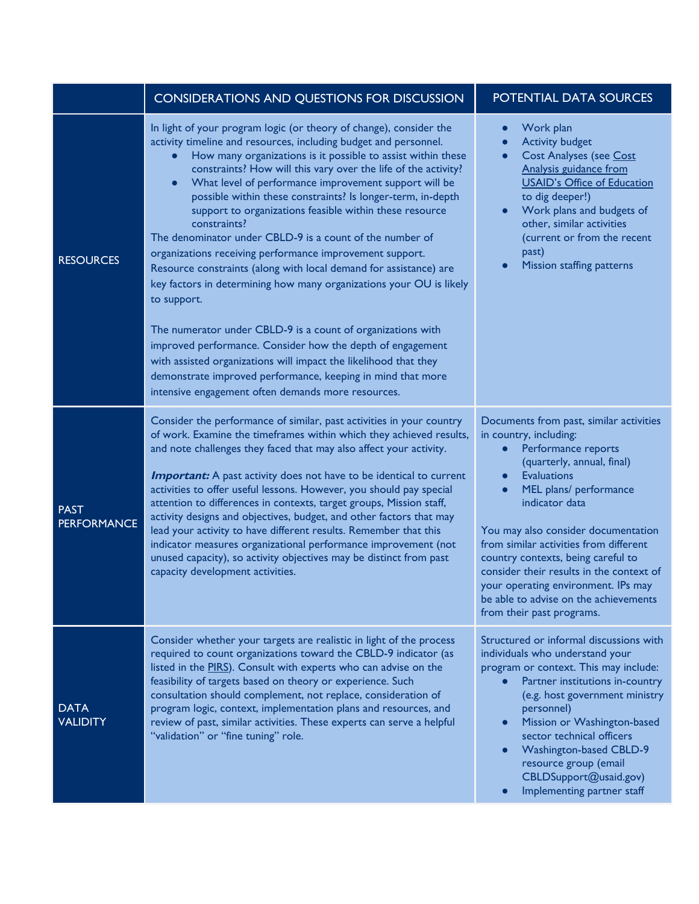| | CONSIDERATIONS AND QUESTIONS FOR DISCUSSION | POTENTIAL DATA SOURCES |
|---|---|---|
| RESOURCES | In light of your program logic (or theory of change), consider the activity timeline and resources, including budget and personnel.<br>• How many organizations is it possible to assist within these constraints? How will this vary over the life of the activity?<br>• What level of performance improvement support will be possible within these constraints? Is longer-term, in-depth support to organizations feasible within these resource constraints?<br>The denominator under CBLD-9 is a count of the number of organizations receiving performance improvement support. Resource constraints (along with local demand for assistance) are key factors in determining how many organizations your OU is likely to support.<br><br>The numerator under CBLD-9 is a count of organizations with improved performance. Consider how the depth of engagement with assisted organizations will impact the likelihood that they demonstrate improved performance, keeping in mind that more intensive engagement often demands more resources. | • Work plan<br>• Activity budget<br>• Cost Analyses (see Cost Analysis guidance from USAID's Office of Education to dig deeper!)<br>• Work plans and budgets of other, similar activities (current or from the recent past)<br>• Mission staffing patterns |
| PAST PERFORMANCE | Consider the performance of similar, past activities in your country of work. Examine the timeframes within which they achieved results, and note challenges they faced that may also affect your activity.<br><br>***Important:*** A past activity does not have to be identical to current activities to offer useful lessons. However, you should pay special attention to differences in contexts, target groups, Mission staff, activity designs and objectives, budget, and other factors that may lead your activity to have different results. Remember that this indicator measures organizational performance improvement (not unused capacity), so activity objectives may be distinct from past capacity development activities. | Documents from past, similar activities in country, including:<br>• Performance reports (quarterly, annual, final)<br>• Evaluations<br>• MEL plans/ performance indicator data<br><br>You may also consider documentation from similar activities from different country contexts, being careful to consider their results in the context of your operating environment. IPs may be able to advise on the achievements from their past programs. |
| DATA VALIDITY | Consider whether your targets are realistic in light of the process required to count organizations toward the CBLD-9 indicator (as listed in the PIRS). Consult with experts who can advise on the feasibility of targets based on theory or experience. Such consultation should complement, not replace, consideration of program logic, context, implementation plans and resources, and review of past, similar activities. These experts can serve a helpful "validation" or "fine tuning" role. | Structured or informal discussions with individuals who understand your program or context. This may include:<br>• Partner institutions in-country (e.g. host government ministry personnel)<br>• Mission or Washington-based sector technical officers<br>• Washington-based CBLD-9 resource group (email CBLDSupport@usaid.gov)<br>• Implementing partner staff |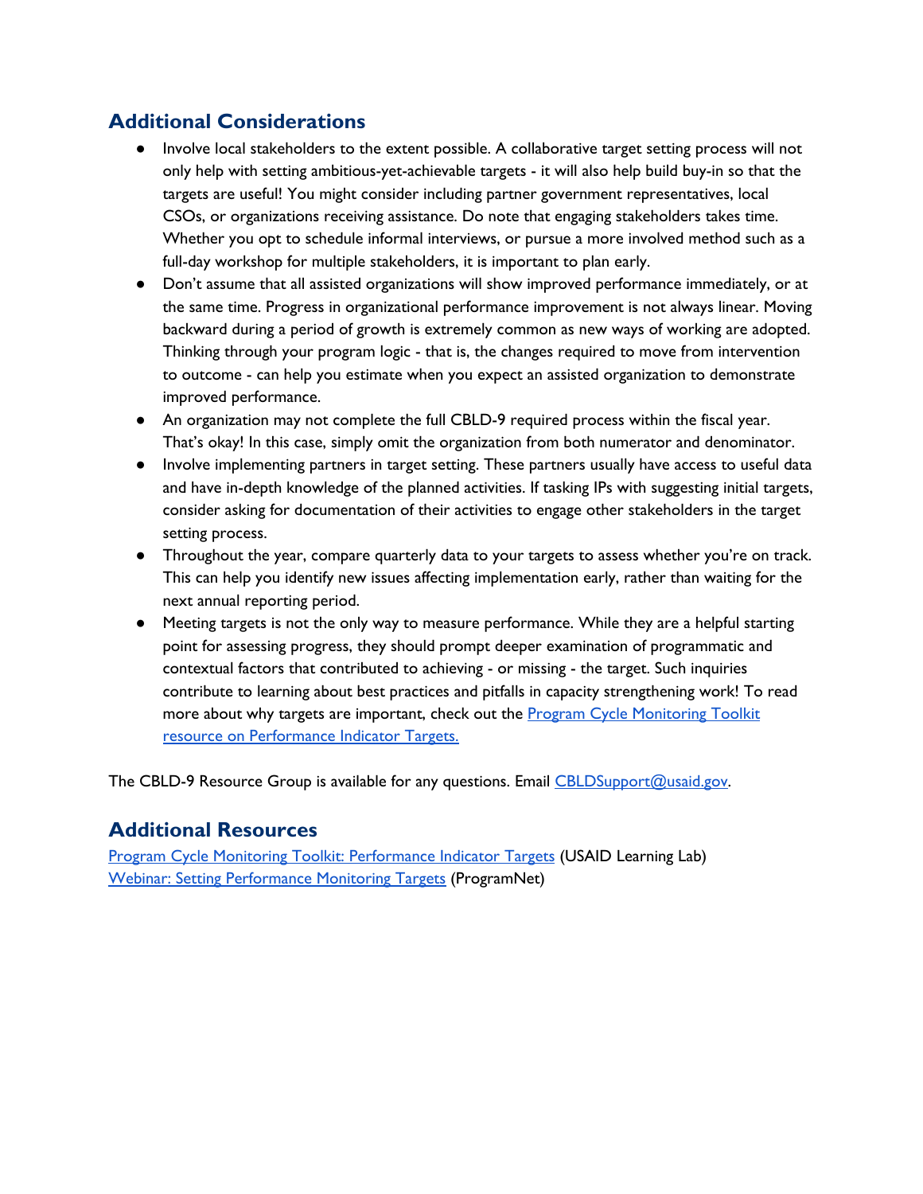## Additional Considerations

- Involve local stakeholders to the extent possible. A collaborative target setting process will not only help with setting ambitious-yet-achievable targets - it will also help build buy-in so that the targets are useful! You might consider including partner government representatives, local CSOs, or organizations receiving assistance. Do note that engaging stakeholders takes time. Whether you opt to schedule informal interviews, or pursue a more involved method such as a full-day workshop for multiple stakeholders, it is important to plan early.
- Don't assume that all assisted organizations will show improved performance immediately, or at the same time. Progress in organizational performance improvement is not always linear. Moving backward during a period of growth is extremely common as new ways of working are adopted. Thinking through your program logic - that is, the changes required to move from intervention to outcome - can help you estimate when you expect an assisted organization to demonstrate improved performance.
- An organization may not complete the full CBLD-9 required process within the fiscal year. That's okay! In this case, simply omit the organization from both numerator and denominator.
- Involve implementing partners in target setting. These partners usually have access to useful data and have in-depth knowledge of the planned activities. If tasking IPs with suggesting initial targets, consider asking for documentation of their activities to engage other stakeholders in the target setting process.
- Throughout the year, compare quarterly data to your targets to assess whether you're on track. This can help you identify new issues affecting implementation early, rather than waiting for the next annual reporting period.
- Meeting targets is not the only way to measure performance. While they are a helpful starting point for assessing progress, they should prompt deeper examination of programmatic and contextual factors that contributed to achieving - or missing - the target. Such inquiries contribute to learning about best practices and pitfalls in capacity strengthening work! To read more about why targets are important, check out the [Program Cycle Monitoring Toolkit resource on Performance Indicator Targets.]()

The CBLD-9 Resource Group is available for any questions. Email [CBLDSupport@usaid.gov]().

## Additional Resources

[Program Cycle Monitoring Toolkit: Performance Indicator Targets]() (USAID Learning Lab)
[Webinar: Setting Performance Monitoring Targets]() (ProgramNet)